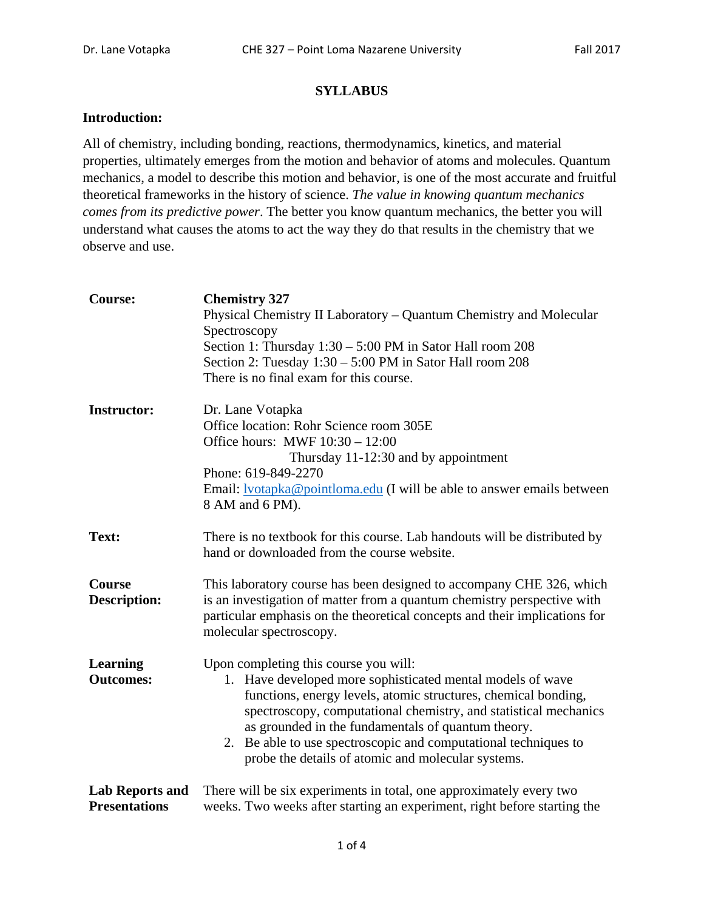# SYLLABUS

## Introduction:

All of chemistry, including bonding, reactions, thermodynamics, kinetics, and material properties, ultimately emerges from the motion and behavior of atoms and molecules. Quantum mechanics, a model to describe this motion and behavior, is one of the most accurate and fruitful theoretical frameworks in the history of science. *The value in knowing quantum mechanics comes from its predictive power*. The better you know quantum mechanics, the better you will understand what causes the atoms to act the way they do that results in the chemistry that we observe and use.

**Course:**

**Chemistry 327**
Physical Chemistry II Laboratory – Quantum Chemistry and Molecular Spectroscopy
Section 1: Thursday 1:30 – 5:00 PM in Sator Hall room 208
Section 2: Tuesday 1:30 – 5:00 PM in Sator Hall room 208
There is no final exam for this course.

**Instructor:**

Dr. Lane Votapka
Office location: Rohr Science room 305E
Office hours: MWF 10:30 – 12:00
Thursday 11-12:30 and by appointment
Phone: 619-849-2270
Email: lvotapka@pointloma.edu (I will be able to answer emails between 8 AM and 6 PM).

**Text:**

There is no textbook for this course. Lab handouts will be distributed by hand or downloaded from the course website.

**Course Description:**

This laboratory course has been designed to accompany CHE 326, which is an investigation of matter from a quantum chemistry perspective with particular emphasis on the theoretical concepts and their implications for molecular spectroscopy.

**Learning Outcomes:**

Upon completing this course you will:

1. Have developed more sophisticated mental models of wave functions, energy levels, atomic structures, chemical bonding, spectroscopy, computational chemistry, and statistical mechanics as grounded in the fundamentals of quantum theory.
2. Be able to use spectroscopic and computational techniques to probe the details of atomic and molecular systems.

**Lab Reports and Presentations**

There will be six experiments in total, one approximately every two weeks. Two weeks after starting an experiment, right before starting the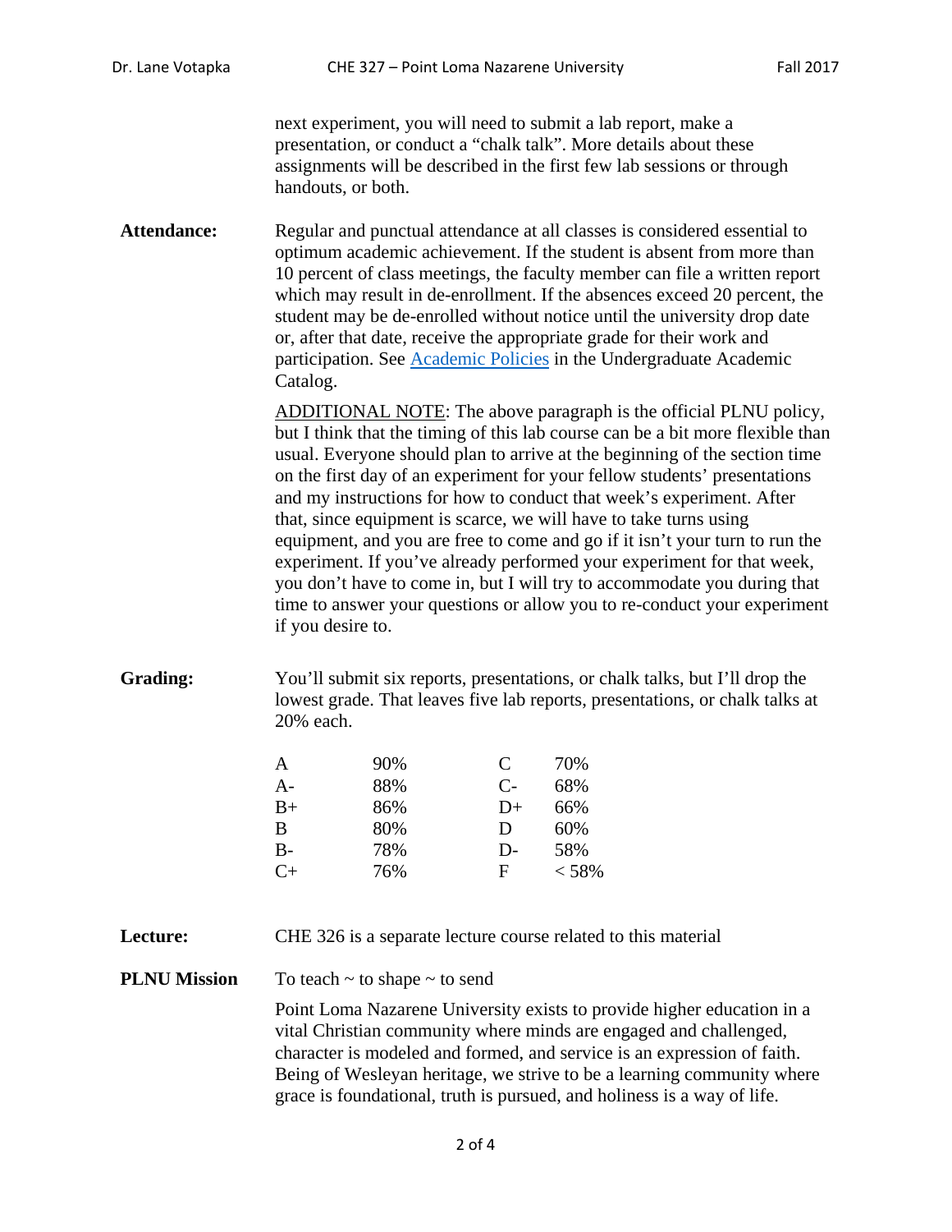next experiment, you will need to submit a lab report, make a presentation, or conduct a "chalk talk". More details about these assignments will be described in the first few lab sessions or through handouts, or both.

**Attendance:**

Regular and punctual attendance at all classes is considered essential to optimum academic achievement. If the student is absent from more than 10 percent of class meetings, the faculty member can file a written report which may result in de-enrollment. If the absences exceed 20 percent, the student may be de-enrolled without notice until the university drop date or, after that date, receive the appropriate grade for their work and participation. See [Academic Policies] in the Undergraduate Academic Catalog.

ADDITIONAL NOTE: The above paragraph is the official PLNU policy, but I think that the timing of this lab course can be a bit more flexible than usual. Everyone should plan to arrive at the beginning of the section time on the first day of an experiment for your fellow students' presentations and my instructions for how to conduct that week's experiment. After that, since equipment is scarce, we will have to take turns using equipment, and you are free to come and go if it isn't your turn to run the experiment. If you've already performed your experiment for that week, you don't have to come in, but I will try to accommodate you during that time to answer your questions or allow you to re-conduct your experiment if you desire to.

**Grading:**

You'll submit six reports, presentations, or chalk talks, but I'll drop the lowest grade. That leaves five lab reports, presentations, or chalk talks at 20% each.

| Grade | Percent | Grade | Percent |
|---|---|---|---|
| A | 90% | C | 70% |
| A- | 88% | C- | 68% |
| B+ | 86% | D+ | 66% |
| B | 80% | D | 60% |
| B- | 78% | D- | 58% |
| C+ | 76% | F | < 58% |

**Lecture:**

CHE 326 is a separate lecture course related to this material

**PLNU Mission**

To teach ~ to shape ~ to send

Point Loma Nazarene University exists to provide higher education in a vital Christian community where minds are engaged and challenged, character is modeled and formed, and service is an expression of faith. Being of Wesleyan heritage, we strive to be a learning community where grace is foundational, truth is pursued, and holiness is a way of life.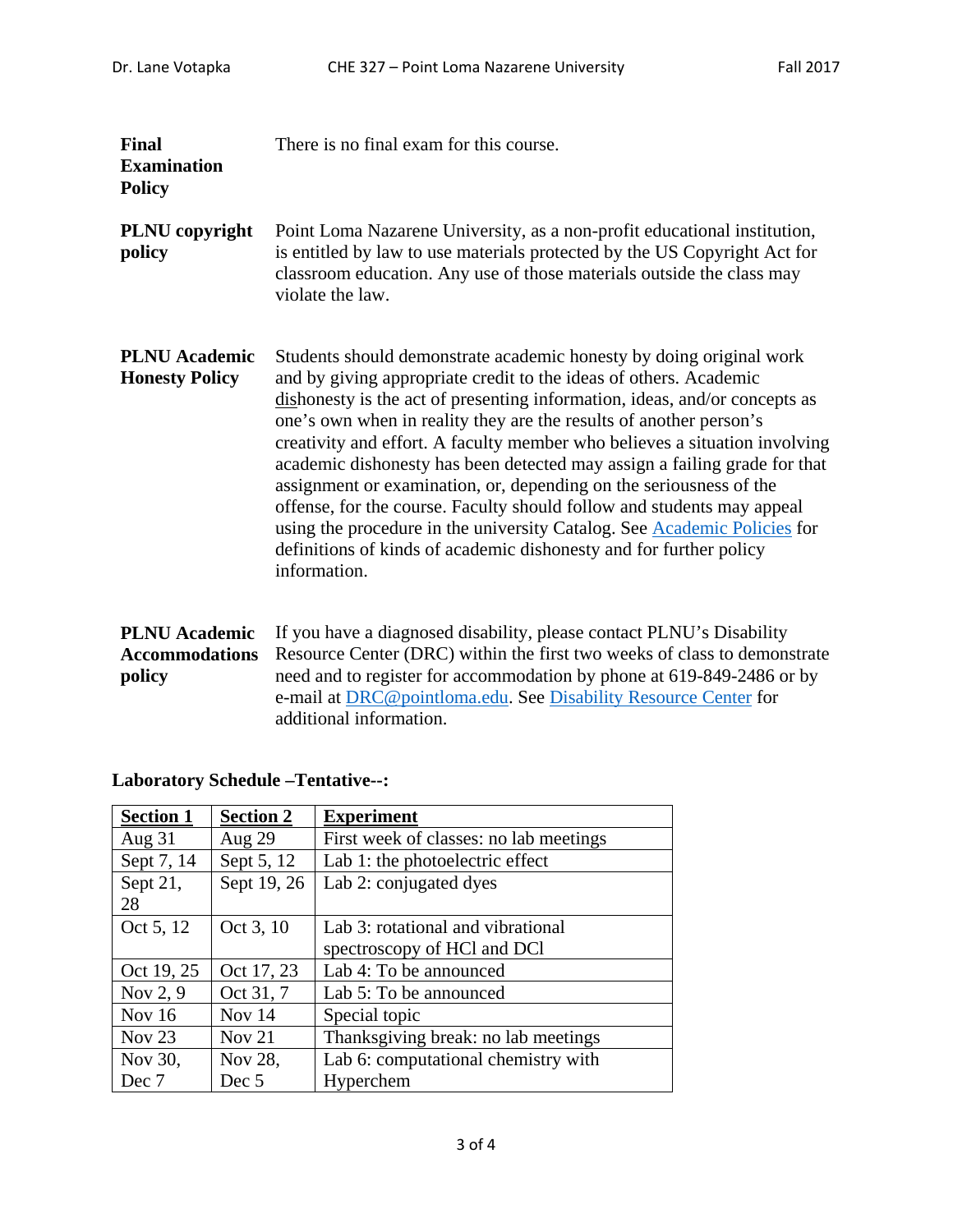**Final Examination Policy**

There is no final exam for this course.

**PLNU copyright policy**

Point Loma Nazarene University, as a non-profit educational institution, is entitled by law to use materials protected by the US Copyright Act for classroom education. Any use of those materials outside the class may violate the law.

**PLNU Academic Honesty Policy**

Students should demonstrate academic honesty by doing original work and by giving appropriate credit to the ideas of others. Academic dishonesty is the act of presenting information, ideas, and/or concepts as one's own when in reality they are the results of another person's creativity and effort. A faculty member who believes a situation involving academic dishonesty has been detected may assign a failing grade for that assignment or examination, or, depending on the seriousness of the offense, for the course. Faculty should follow and students may appeal using the procedure in the university Catalog. See Academic Policies for definitions of kinds of academic dishonesty and for further policy information.

**PLNU Academic Accommodations policy**

If you have a diagnosed disability, please contact PLNU's Disability Resource Center (DRC) within the first two weeks of class to demonstrate need and to register for accommodation by phone at 619-849-2486 or by e-mail at DRC@pointloma.edu. See Disability Resource Center for additional information.

**Laboratory Schedule –Tentative--:**

| Section 1 | Section 2 | Experiment |
|---|---|---|
| Aug 31 | Aug 29 | First week of classes: no lab meetings |
| Sept 7, 14 | Sept 5, 12 | Lab 1: the photoelectric effect |
| Sept 21, 28 | Sept 19, 26 | Lab 2: conjugated dyes |
| Oct 5, 12 | Oct 3, 10 | Lab 3: rotational and vibrational spectroscopy of HCl and DCl |
| Oct 19, 25 | Oct 17, 23 | Lab 4: To be announced |
| Nov 2, 9 | Oct 31, 7 | Lab 5: To be announced |
| Nov 16 | Nov 14 | Special topic |
| Nov 23 | Nov 21 | Thanksgiving break: no lab meetings |
| Nov 30, Dec 7 | Nov 28, Dec 5 | Lab 6: computational chemistry with Hyperchem |